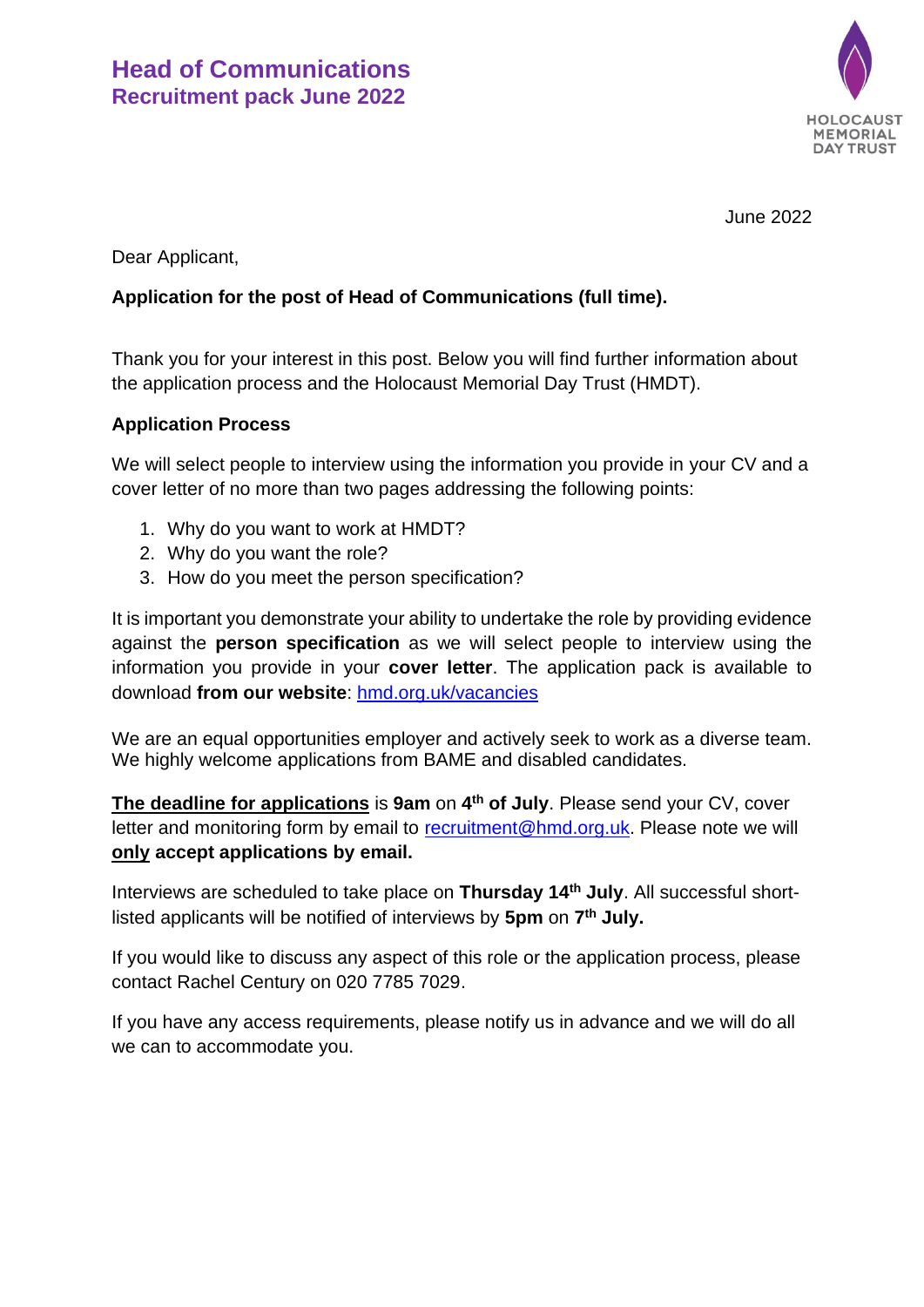# Head of Communications
## Recruitment pack June 2022

June 2022

Dear Applicant,

**Application for the post of Head of Communications (full time).**

Thank you for your interest in this post. Below you will find further information about the application process and the Holocaust Memorial Day Trust (HMDT).

**Application Process**

We will select people to interview using the information you provide in your CV and a cover letter of no more than two pages addressing the following points:

1. Why do you want to work at HMDT?
2. Why do you want the role?
3. How do you meet the person specification?

It is important you demonstrate your ability to undertake the role by providing evidence against the **person specification** as we will select people to interview using the information you provide in your **cover letter**. The application pack is available to download **from our website**: [hmd.org.uk/vacancies](hmd.org.uk/vacancies)

We are an equal opportunities employer and actively seek to work as a diverse team. We highly welcome applications from BAME and disabled candidates.

**The deadline for applications** is **9am** on **4th of July**. Please send your CV, cover letter and monitoring form by email to [recruitment@hmd.org.uk](mailto:recruitment@hmd.org.uk). Please note we will **only accept applications by email.**

Interviews are scheduled to take place on **Thursday 14th July**. All successful short-listed applicants will be notified of interviews by **5pm** on **7th July.**

If you would like to discuss any aspect of this role or the application process, please contact Rachel Century on 020 7785 7029.

If you have any access requirements, please notify us in advance and we will do all we can to accommodate you.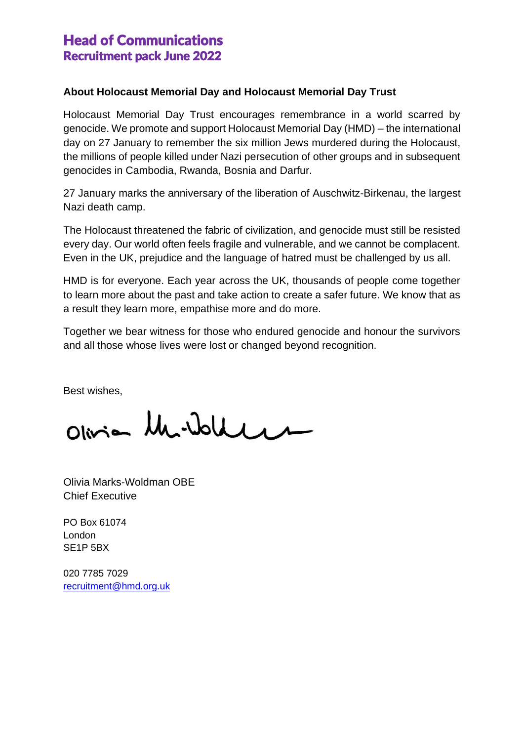# Head of Communications
## Recruitment pack June 2022

**About Holocaust Memorial Day and Holocaust Memorial Day Trust**

Holocaust Memorial Day Trust encourages remembrance in a world scarred by genocide. We promote and support Holocaust Memorial Day (HMD) – the international day on 27 January to remember the six million Jews murdered during the Holocaust, the millions of people killed under Nazi persecution of other groups and in subsequent genocides in Cambodia, Rwanda, Bosnia and Darfur.

27 January marks the anniversary of the liberation of Auschwitz-Birkenau, the largest Nazi death camp.

The Holocaust threatened the fabric of civilization, and genocide must still be resisted every day. Our world often feels fragile and vulnerable, and we cannot be complacent. Even in the UK, prejudice and the language of hatred must be challenged by us all.

HMD is for everyone. Each year across the UK, thousands of people come together to learn more about the past and take action to create a safer future. We know that as a result they learn more, empathise more and do more.

Together we bear witness for those who endured genocide and honour the survivors and all those whose lives were lost or changed beyond recognition.

Best wishes,

Olivia Marks-Woldman OBE
Chief Executive

PO Box 61074
London
SE1P 5BX

020 7785 7029
recruitment@hmd.org.uk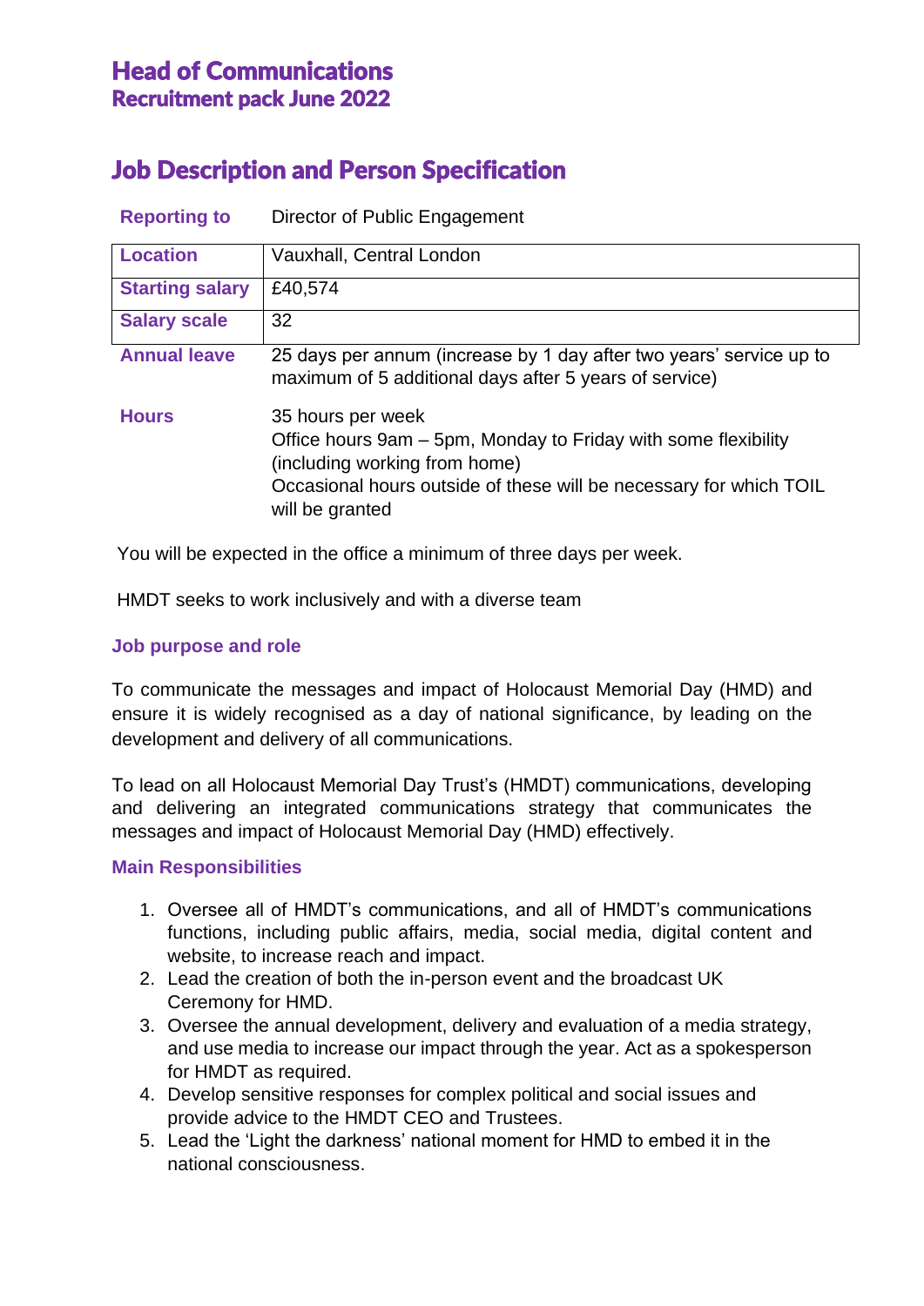# Head of Communications
## Recruitment pack June 2022

## Job Description and Person Specification

| | |
|---|---|
| **Reporting to** | Director of Public Engagement |
| **Location** | Vauxhall, Central London |
| **Starting salary** | £40,574 |
| **Salary scale** | 32 |
| **Annual leave** | 25 days per annum (increase by 1 day after two years' service up to maximum of 5 additional days after 5 years of service) |
| **Hours** | 35 hours per week<br>Office hours 9am – 5pm, Monday to Friday with some flexibility (including working from home)<br>Occasional hours outside of these will be necessary for which TOIL will be granted |

You will be expected in the office a minimum of three days per week.

HMDT seeks to work inclusively and with a diverse team

### Job purpose and role

To communicate the messages and impact of Holocaust Memorial Day (HMD) and ensure it is widely recognised as a day of national significance, by leading on the development and delivery of all communications.

To lead on all Holocaust Memorial Day Trust's (HMDT) communications, developing and delivering an integrated communications strategy that communicates the messages and impact of Holocaust Memorial Day (HMD) effectively.

### Main Responsibilities

1. Oversee all of HMDT's communications, and all of HMDT's communications functions, including public affairs, media, social media, digital content and website, to increase reach and impact.
2. Lead the creation of both the in-person event and the broadcast UK Ceremony for HMD.
3. Oversee the annual development, delivery and evaluation of a media strategy, and use media to increase our impact through the year. Act as a spokesperson for HMDT as required.
4. Develop sensitive responses for complex political and social issues and provide advice to the HMDT CEO and Trustees.
5. Lead the 'Light the darkness' national moment for HMD to embed it in the national consciousness.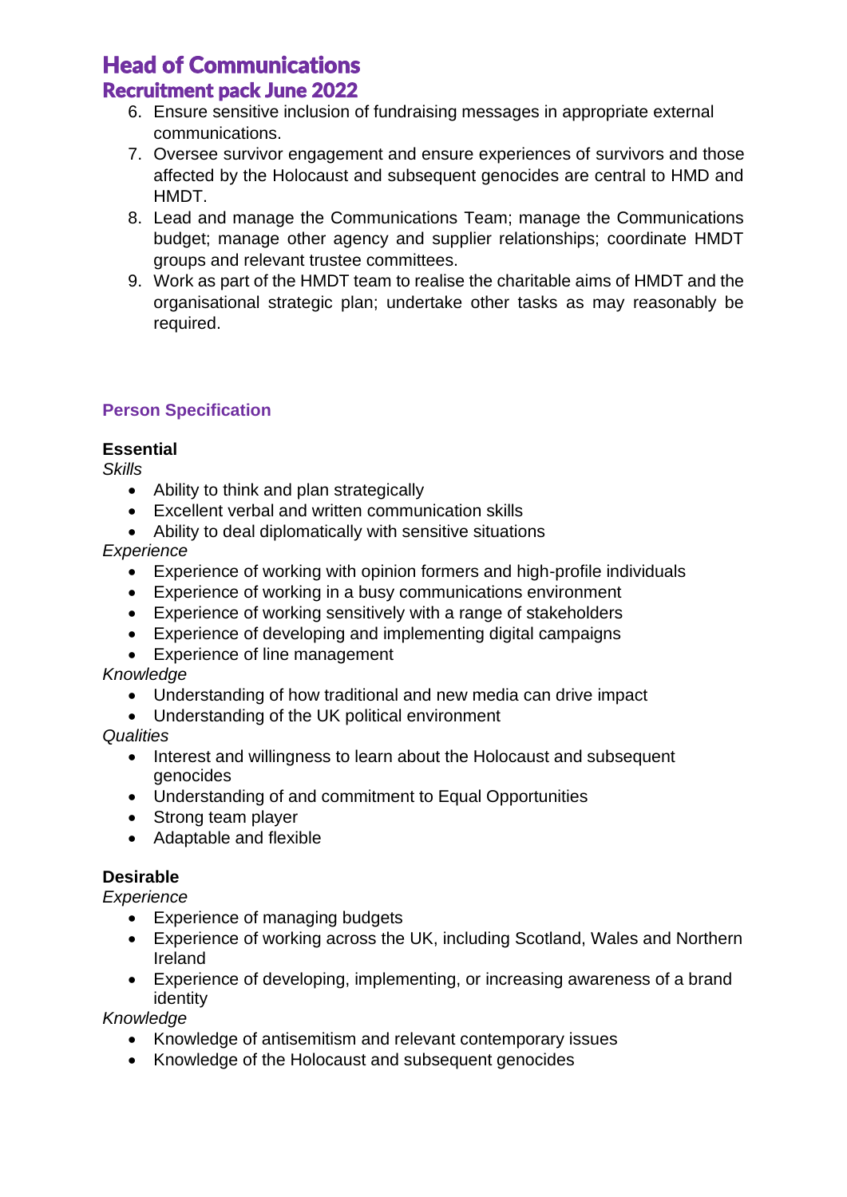6. Ensure sensitive inclusion of fundraising messages in appropriate external communications.
7. Oversee survivor engagement and ensure experiences of survivors and those affected by the Holocaust and subsequent genocides are central to HMD and HMDT.
8. Lead and manage the Communications Team; manage the Communications budget; manage other agency and supplier relationships; coordinate HMDT groups and relevant trustee committees.
9. Work as part of the HMDT team to realise the charitable aims of HMDT and the organisational strategic plan; undertake other tasks as may reasonably be required.

## Person Specification

**Essential**

*Skills*

- Ability to think and plan strategically
- Excellent verbal and written communication skills
- Ability to deal diplomatically with sensitive situations

*Experience*

- Experience of working with opinion formers and high-profile individuals
- Experience of working in a busy communications environment
- Experience of working sensitively with a range of stakeholders
- Experience of developing and implementing digital campaigns
- Experience of line management

*Knowledge*

- Understanding of how traditional and new media can drive impact
- Understanding of the UK political environment

*Qualities*

- Interest and willingness to learn about the Holocaust and subsequent genocides
- Understanding of and commitment to Equal Opportunities
- Strong team player
- Adaptable and flexible

**Desirable**

*Experience*

- Experience of managing budgets
- Experience of working across the UK, including Scotland, Wales and Northern Ireland
- Experience of developing, implementing, or increasing awareness of a brand identity

*Knowledge*

- Knowledge of antisemitism and relevant contemporary issues
- Knowledge of the Holocaust and subsequent genocides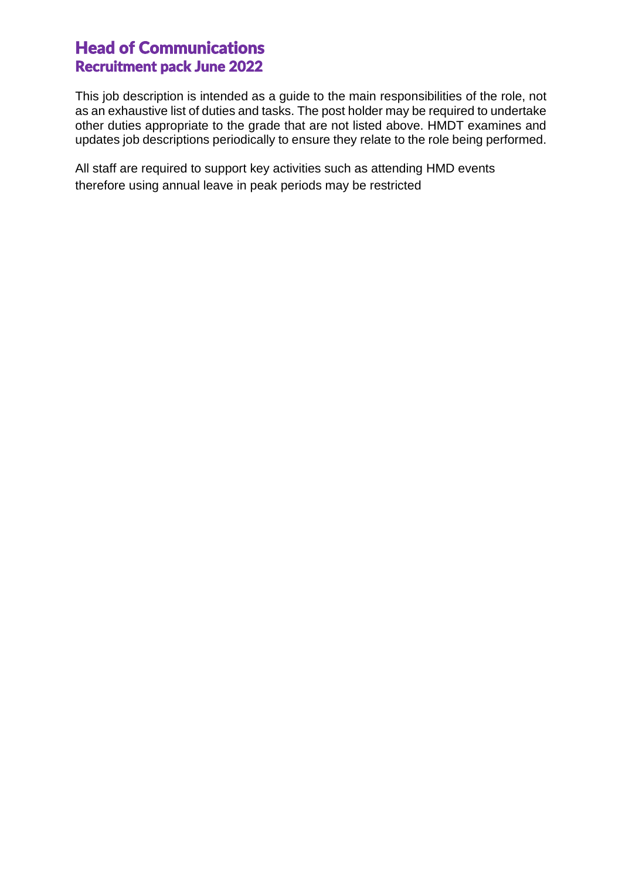# Head of Communications
## Recruitment pack June 2022

This job description is intended as a guide to the main responsibilities of the role, not as an exhaustive list of duties and tasks. The post holder may be required to undertake other duties appropriate to the grade that are not listed above. HMDT examines and updates job descriptions periodically to ensure they relate to the role being performed.

All staff are required to support key activities such as attending HMD events therefore using annual leave in peak periods may be restricted